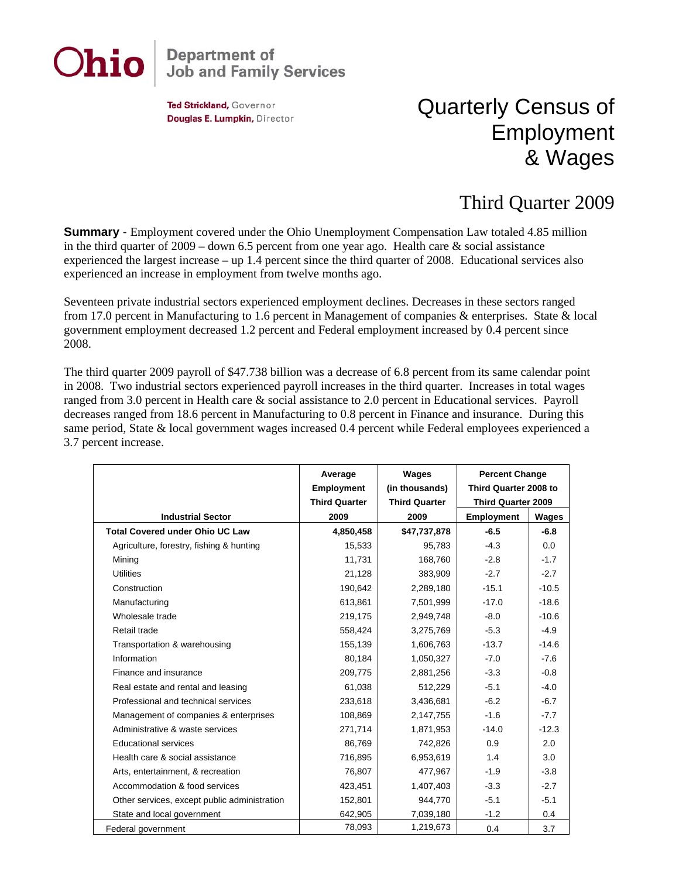**Ohio** | Department of Job and Family Services

**Ted Strickland,** Governor
**Douglas E. Lumpkin,** Director

# Quarterly Census of Employment & Wages

## Third Quarter 2009

**Summary** - Employment covered under the Ohio Unemployment Compensation Law totaled 4.85 million in the third quarter of 2009 – down 6.5 percent from one year ago. Health care & social assistance experienced the largest increase – up 1.4 percent since the third quarter of 2008. Educational services also experienced an increase in employment from twelve months ago.

Seventeen private industrial sectors experienced employment declines. Decreases in these sectors ranged from 17.0 percent in Manufacturing to 1.6 percent in Management of companies & enterprises. State & local government employment decreased 1.2 percent and Federal employment increased by 0.4 percent since 2008.

The third quarter 2009 payroll of $47.738 billion was a decrease of 6.8 percent from its same calendar point in 2008. Two industrial sectors experienced payroll increases in the third quarter. Increases in total wages ranged from 3.0 percent in Health care & social assistance to 2.0 percent in Educational services. Payroll decreases ranged from 18.6 percent in Manufacturing to 0.8 percent in Finance and insurance. During this same period, State & local government wages increased 0.4 percent while Federal employees experienced a 3.7 percent increase.

| Industrial Sector | Average Employment Third Quarter 2009 | Wages (in thousands) Third Quarter 2009 | Percent Change Third Quarter 2008 to Third Quarter 2009 | |
|---|---|---|---|---|
| | | | Employment | Wages |
| **Total Covered under Ohio UC Law** | **4,850,458** | **$47,737,878** | **-6.5** | **-6.8** |
| Agriculture, forestry, fishing & hunting | 15,533 | 95,783 | -4.3 | 0.0 |
| Mining | 11,731 | 168,760 | -2.8 | -1.7 |
| Utilities | 21,128 | 383,909 | -2.7 | -2.7 |
| Construction | 190,642 | 2,289,180 | -15.1 | -10.5 |
| Manufacturing | 613,861 | 7,501,999 | -17.0 | -18.6 |
| Wholesale trade | 219,175 | 2,949,748 | -8.0 | -10.6 |
| Retail trade | 558,424 | 3,275,769 | -5.3 | -4.9 |
| Transportation & warehousing | 155,139 | 1,606,763 | -13.7 | -14.6 |
| Information | 80,184 | 1,050,327 | -7.0 | -7.6 |
| Finance and insurance | 209,775 | 2,881,256 | -3.3 | -0.8 |
| Real estate and rental and leasing | 61,038 | 512,229 | -5.1 | -4.0 |
| Professional and technical services | 233,618 | 3,436,681 | -6.2 | -6.7 |
| Management of companies & enterprises | 108,869 | 2,147,755 | -1.6 | -7.7 |
| Administrative & waste services | 271,714 | 1,871,953 | -14.0 | -12.3 |
| Educational services | 86,769 | 742,826 | 0.9 | 2.0 |
| Health care & social assistance | 716,895 | 6,953,619 | 1.4 | 3.0 |
| Arts, entertainment, & recreation | 76,807 | 477,967 | -1.9 | -3.8 |
| Accommodation & food services | 423,451 | 1,407,403 | -3.3 | -2.7 |
| Other services, except public administration | 152,801 | 944,770 | -5.1 | -5.1 |
| State and local government | 642,905 | 7,039,180 | -1.2 | 0.4 |
| Federal government | 78,093 | 1,219,673 | 0.4 | 3.7 |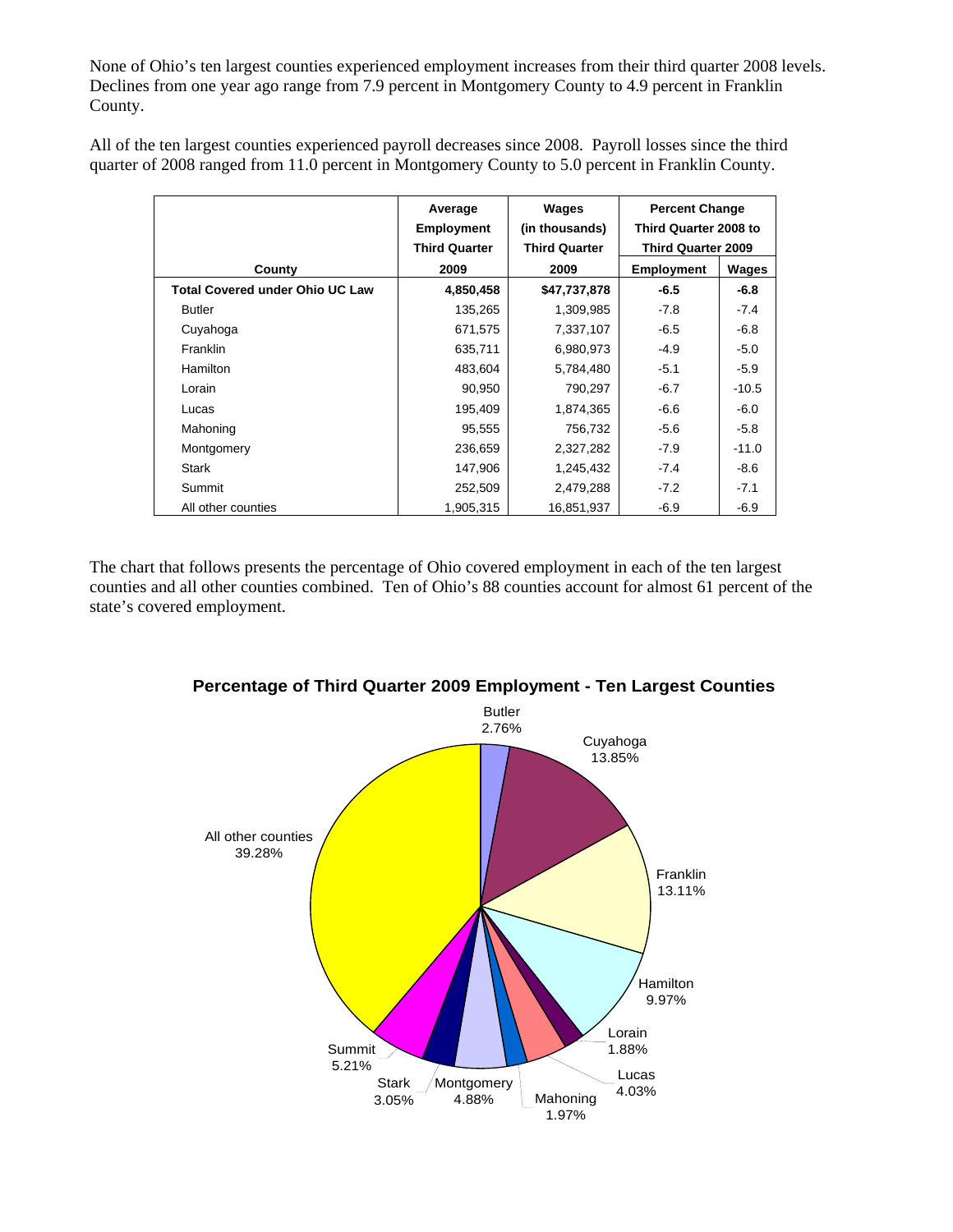None of Ohio's ten largest counties experienced employment increases from their third quarter 2008 levels. Declines from one year ago range from 7.9 percent in Montgomery County to 4.9 percent in Franklin County.

All of the ten largest counties experienced payroll decreases since 2008. Payroll losses since the third quarter of 2008 ranged from 11.0 percent in Montgomery County to 5.0 percent in Franklin County.

| County | Average Employment Third Quarter 2009 | Wages (in thousands) Third Quarter 2009 | Percent Change Third Quarter 2008 to Third Quarter 2009 | |
|---|---|---|---|---|
| | | | Employment | Wages |
| **Total Covered under Ohio UC Law** | **4,850,458** | **$47,737,878** | **-6.5** | **-6.8** |
| Butler | 135,265 | 1,309,985 | -7.8 | -7.4 |
| Cuyahoga | 671,575 | 7,337,107 | -6.5 | -6.8 |
| Franklin | 635,711 | 6,980,973 | -4.9 | -5.0 |
| Hamilton | 483,604 | 5,784,480 | -5.1 | -5.9 |
| Lorain | 90,950 | 790,297 | -6.7 | -10.5 |
| Lucas | 195,409 | 1,874,365 | -6.6 | -6.0 |
| Mahoning | 95,555 | 756,732 | -5.6 | -5.8 |
| Montgomery | 236,659 | 2,327,282 | -7.9 | -11.0 |
| Stark | 147,906 | 1,245,432 | -7.4 | -8.6 |
| Summit | 252,509 | 2,479,288 | -7.2 | -7.1 |
| All other counties | 1,905,315 | 16,851,937 | -6.9 | -6.9 |

The chart that follows presents the percentage of Ohio covered employment in each of the ten largest counties and all other counties combined. Ten of Ohio's 88 counties account for almost 61 percent of the state's covered employment.

**Percentage of Third Quarter 2009 Employment - Ten Largest Counties**

| County | Percentage |
|---|---|
| Butler | 2.76% |
| Cuyahoga | 13.85% |
| Franklin | 13.11% |
| Hamilton | 9.97% |
| Lorain | 1.88% |
| Lucas | 4.03% |
| Mahoning | 1.97% |
| Montgomery | 4.88% |
| Stark | 3.05% |
| Summit | 5.21% |
| All other counties | 39.28% |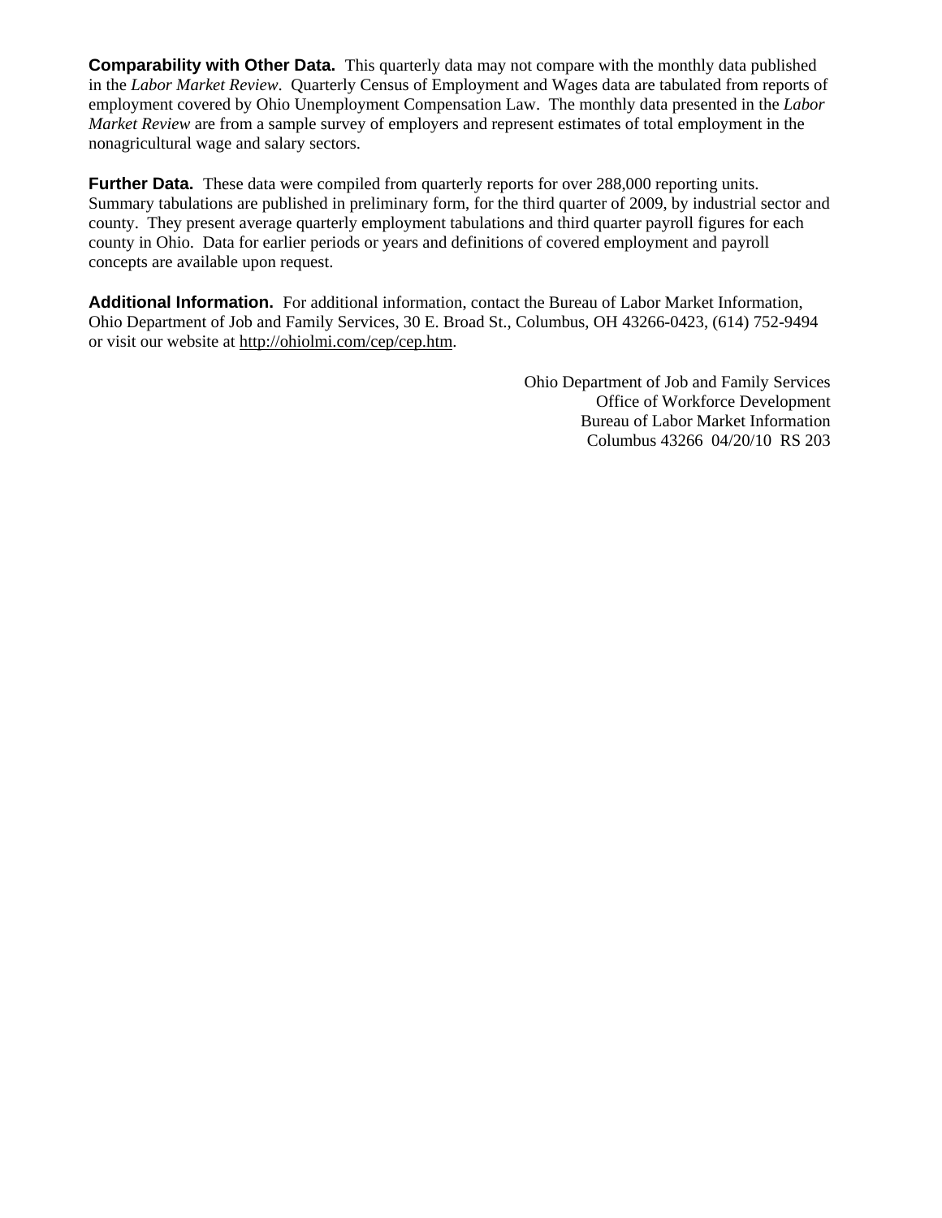**Comparability with Other Data.** This quarterly data may not compare with the monthly data published in the *Labor Market Review*. Quarterly Census of Employment and Wages data are tabulated from reports of employment covered by Ohio Unemployment Compensation Law. The monthly data presented in the *Labor Market Review* are from a sample survey of employers and represent estimates of total employment in the nonagricultural wage and salary sectors.

**Further Data.** These data were compiled from quarterly reports for over 288,000 reporting units. Summary tabulations are published in preliminary form, for the third quarter of 2009, by industrial sector and county. They present average quarterly employment tabulations and third quarter payroll figures for each county in Ohio. Data for earlier periods or years and definitions of covered employment and payroll concepts are available upon request.

**Additional Information.** For additional information, contact the Bureau of Labor Market Information, Ohio Department of Job and Family Services, 30 E. Broad St., Columbus, OH 43266-0423, (614) 752-9494 or visit our website at http://ohiolmi.com/cep/cep.htm.

Ohio Department of Job and Family Services
Office of Workforce Development
Bureau of Labor Market Information
Columbus 43266 04/20/10 RS 203